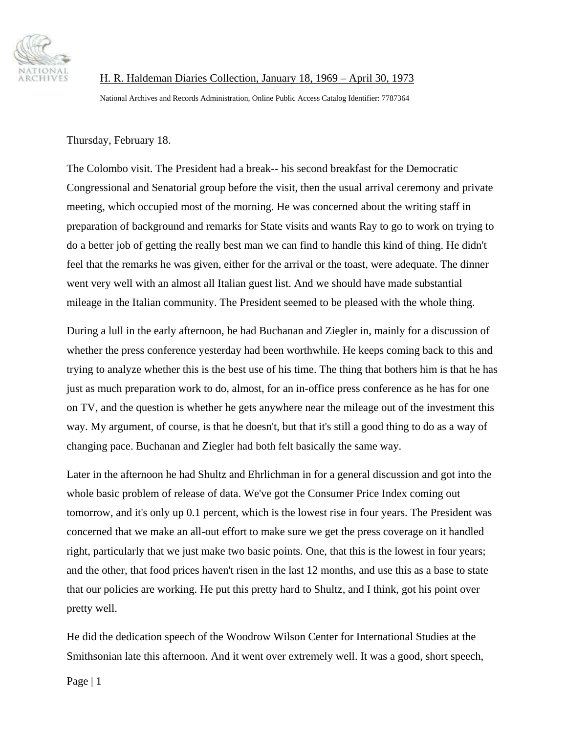H. R. Haldeman Diaries Collection, January 18, 1969 – April 30, 1973

National Archives and Records Administration, Online Public Access Catalog Identifier: 7787364

Thursday, February 18.

The Colombo visit. The President had a break-- his second breakfast for the Democratic Congressional and Senatorial group before the visit, then the usual arrival ceremony and private meeting, which occupied most of the morning. He was concerned about the writing staff in preparation of background and remarks for State visits and wants Ray to go to work on trying to do a better job of getting the really best man we can find to handle this kind of thing. He didn't feel that the remarks he was given, either for the arrival or the toast, were adequate. The dinner went very well with an almost all Italian guest list. And we should have made substantial mileage in the Italian community. The President seemed to be pleased with the whole thing.

During a lull in the early afternoon, he had Buchanan and Ziegler in, mainly for a discussion of whether the press conference yesterday had been worthwhile. He keeps coming back to this and trying to analyze whether this is the best use of his time. The thing that bothers him is that he has just as much preparation work to do, almost, for an in-office press conference as he has for one on TV, and the question is whether he gets anywhere near the mileage out of the investment this way. My argument, of course, is that he doesn't, but that it's still a good thing to do as a way of changing pace. Buchanan and Ziegler had both felt basically the same way.

Later in the afternoon he had Shultz and Ehrlichman in for a general discussion and got into the whole basic problem of release of data. We've got the Consumer Price Index coming out tomorrow, and it's only up 0.1 percent, which is the lowest rise in four years. The President was concerned that we make an all-out effort to make sure we get the press coverage on it handled right, particularly that we just make two basic points. One, that this is the lowest in four years; and the other, that food prices haven't risen in the last 12 months, and use this as a base to state that our policies are working. He put this pretty hard to Shultz, and I think, got his point over pretty well.

He did the dedication speech of the Woodrow Wilson Center for International Studies at the Smithsonian late this afternoon. And it went over extremely well. It was a good, short speech,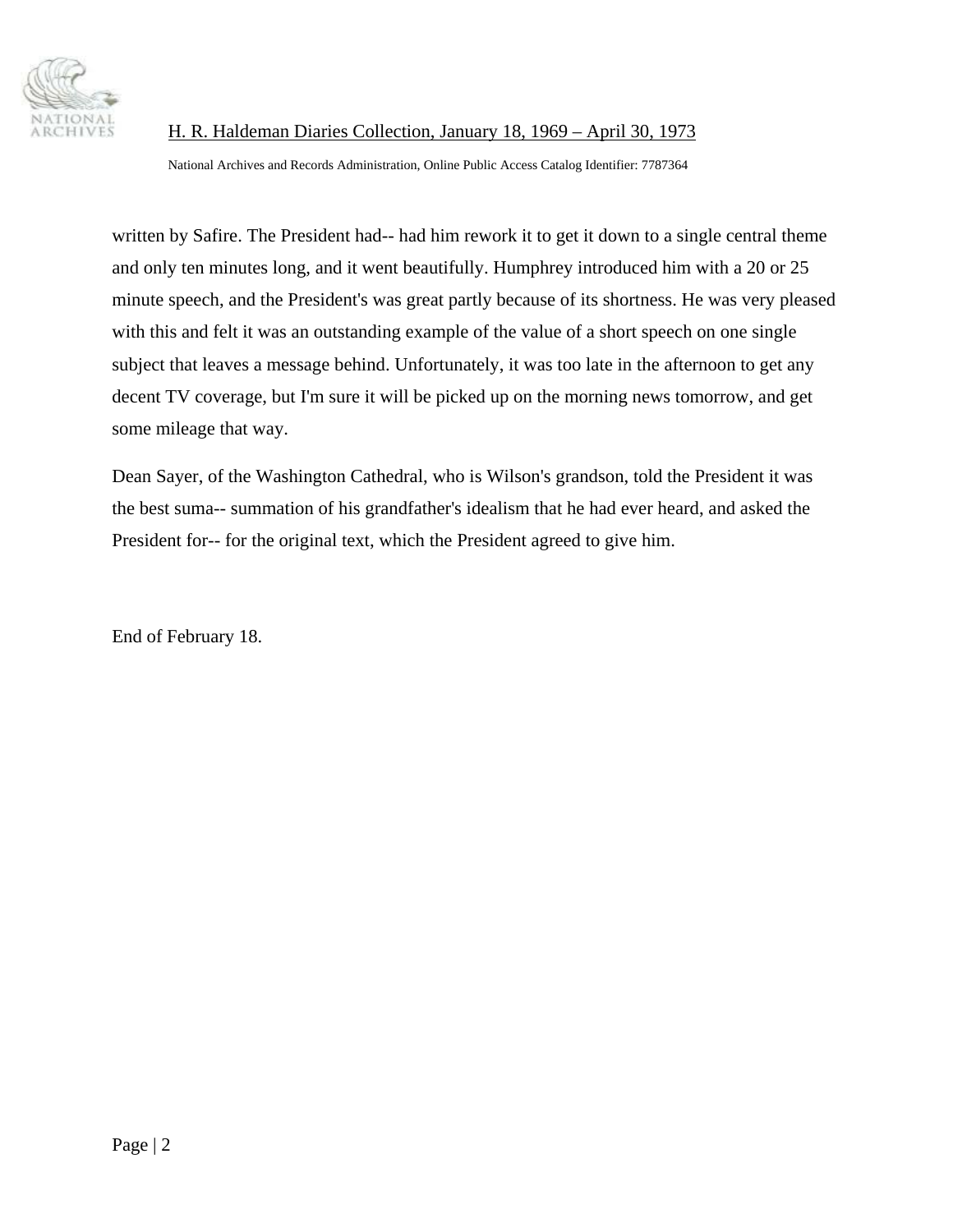written by Safire. The President had-- had him rework it to get it down to a single central theme and only ten minutes long, and it went beautifully. Humphrey introduced him with a 20 or 25 minute speech, and the President's was great partly because of its shortness. He was very pleased with this and felt it was an outstanding example of the value of a short speech on one single subject that leaves a message behind. Unfortunately, it was too late in the afternoon to get any decent TV coverage, but I'm sure it will be picked up on the morning news tomorrow, and get some mileage that way.

Dean Sayer, of the Washington Cathedral, who is Wilson's grandson, told the President it was the best suma-- summation of his grandfather's idealism that he had ever heard, and asked the President for-- for the original text, which the President agreed to give him.

End of February 18.